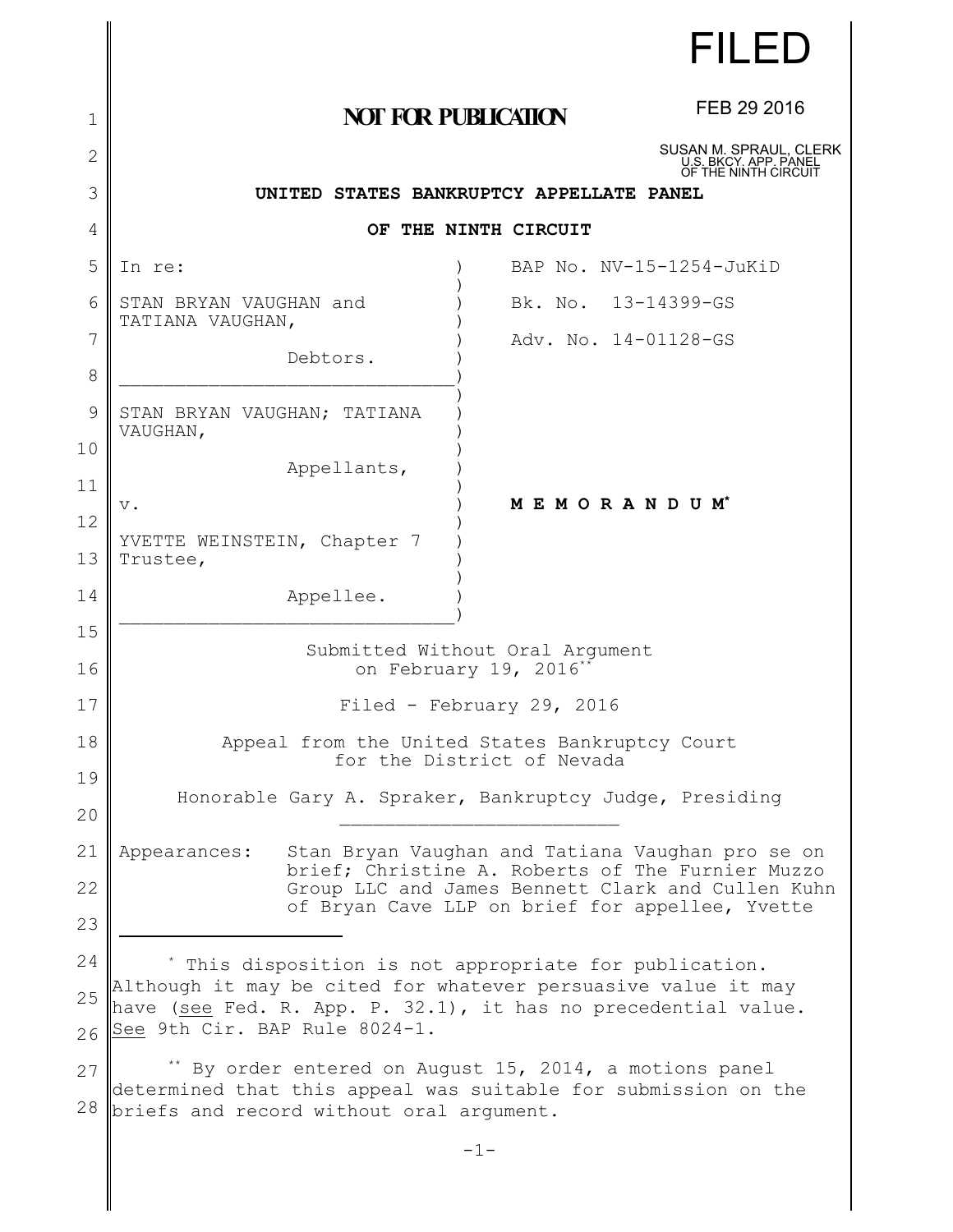FILED

FEB 29 2016

SUSAN M. SPRAUL, CLERK
U.S. BKCY. APP. PANEL
OF THE NINTH CIRCUIT

**NOT FOR PUBLICATION**

**UNITED STATES BANKRUPTCY APPELLATE PANEL**

**OF THE NINTH CIRCUIT**

| | |
|---|---|
| In re: | BAP No. NV-15-1254-JuKiD |
| STAN BRYAN VAUGHAN and TATIANA VAUGHAN, Debtors. | Bk. No. 13-14399-GS |
| | Adv. No. 14-01128-GS |
| STAN BRYAN VAUGHAN; TATIANA VAUGHAN, Appellants, | |
| v. | **M E M O R A N D U M**[*] |
| YVETTE WEINSTEIN, Chapter 7 Trustee, Appellee. | |

Submitted Without Oral Argument on February 19, 2016[**]

Filed - February 29, 2016

Appeal from the United States Bankruptcy Court for the District of Nevada

Honorable Gary A. Spraker, Bankruptcy Judge, Presiding

Appearances: Stan Bryan Vaughan and Tatiana Vaughan pro se on brief; Christine A. Roberts of The Furnier Muzzo Group LLC and James Bennett Clark and Cullen Kuhn of Bryan Cave LLP on brief for appellee, Yvette

---

[*] This disposition is not appropriate for publication. Although it may be cited for whatever persuasive value it may have (see Fed. R. App. P. 32.1), it has no precedential value. See 9th Cir. BAP Rule 8024-1.

[**] By order entered on August 15, 2014, a motions panel determined that this appeal was suitable for submission on the briefs and record without oral argument.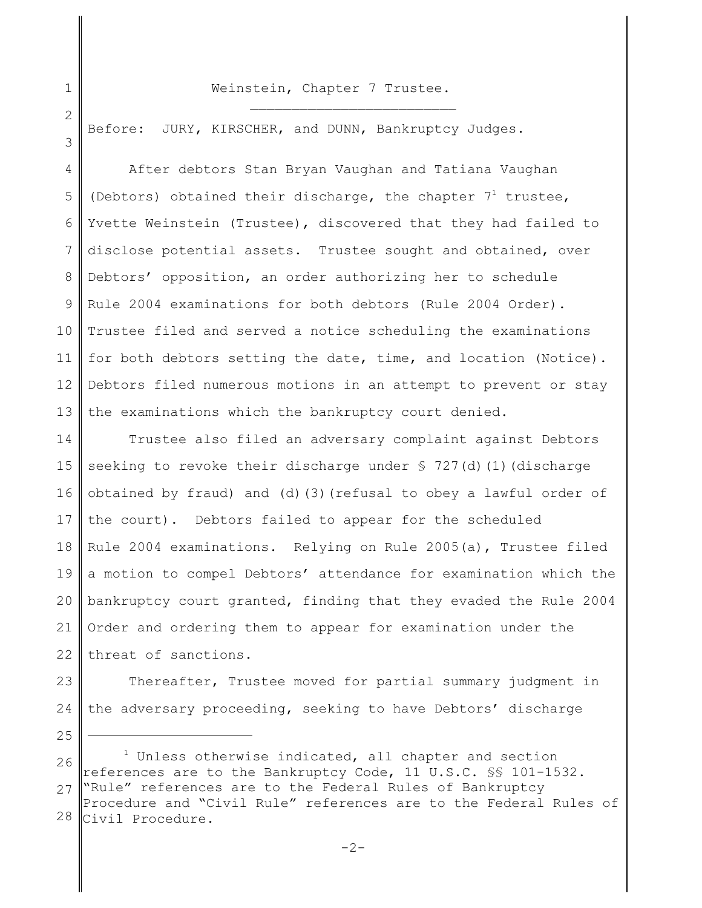Weinstein, Chapter 7 Trustee.

Before: JURY, KIRSCHER, and DUNN, Bankruptcy Judges.

After debtors Stan Bryan Vaughan and Tatiana Vaughan (Debtors) obtained their discharge, the chapter 7[1] trustee, Yvette Weinstein (Trustee), discovered that they had failed to disclose potential assets. Trustee sought and obtained, over Debtors' opposition, an order authorizing her to schedule Rule 2004 examinations for both debtors (Rule 2004 Order). Trustee filed and served a notice scheduling the examinations for both debtors setting the date, time, and location (Notice). Debtors filed numerous motions in an attempt to prevent or stay the examinations which the bankruptcy court denied.

Trustee also filed an adversary complaint against Debtors seeking to revoke their discharge under § 727(d)(1)(discharge obtained by fraud) and (d)(3)(refusal to obey a lawful order of the court). Debtors failed to appear for the scheduled Rule 2004 examinations. Relying on Rule 2005(a), Trustee filed a motion to compel Debtors' attendance for examination which the bankruptcy court granted, finding that they evaded the Rule 2004 Order and ordering them to appear for examination under the threat of sanctions.

Thereafter, Trustee moved for partial summary judgment in the adversary proceeding, seeking to have Debtors' discharge

---

[1] Unless otherwise indicated, all chapter and section references are to the Bankruptcy Code, 11 U.S.C. §§ 101-1532. "Rule" references are to the Federal Rules of Bankruptcy Procedure and "Civil Rule" references are to the Federal Rules of Civil Procedure.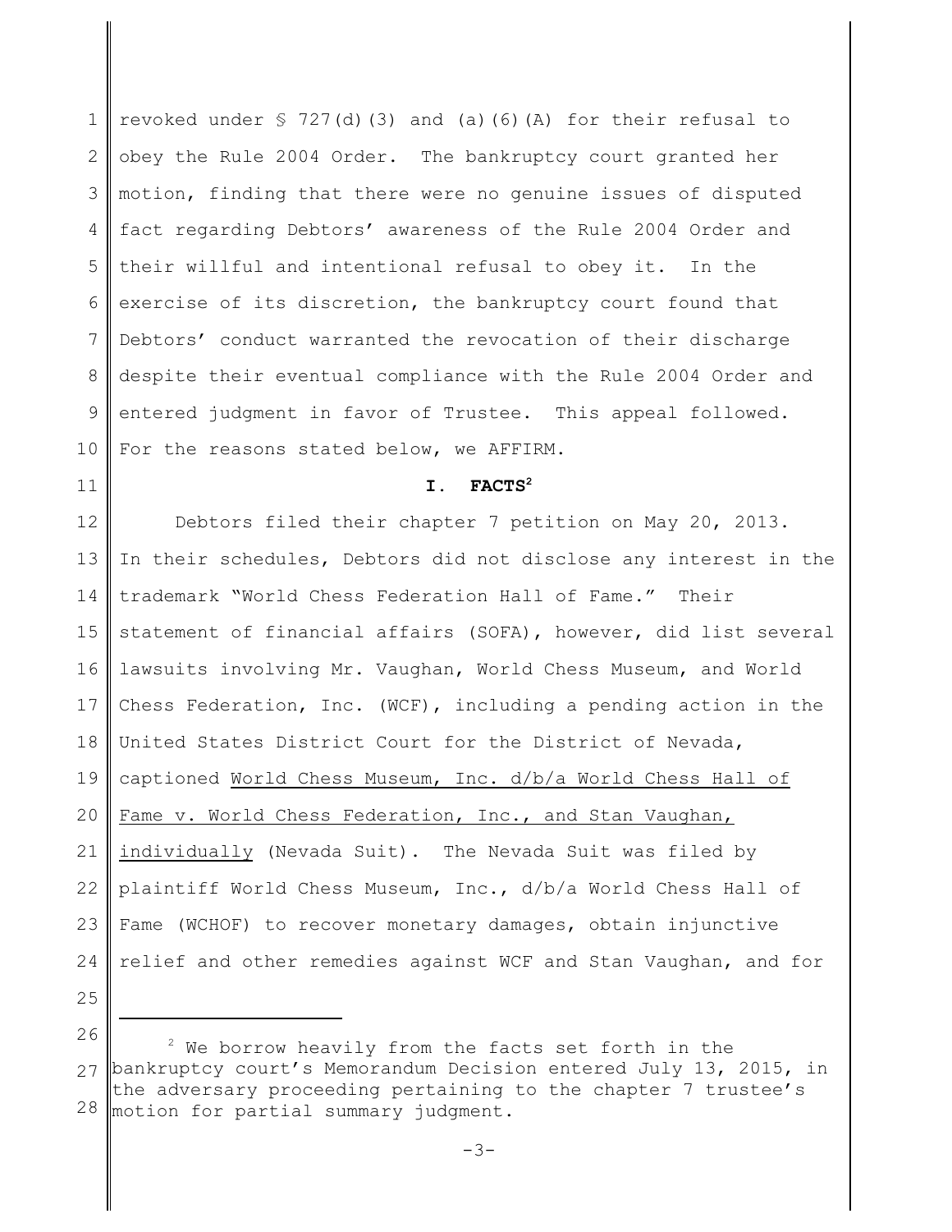revoked under § 727(d)(3) and (a)(6)(A) for their refusal to obey the Rule 2004 Order. The bankruptcy court granted her motion, finding that there were no genuine issues of disputed fact regarding Debtors' awareness of the Rule 2004 Order and their willful and intentional refusal to obey it. In the exercise of its discretion, the bankruptcy court found that Debtors' conduct warranted the revocation of their discharge despite their eventual compliance with the Rule 2004 Order and entered judgment in favor of Trustee. This appeal followed. For the reasons stated below, we AFFIRM.

## I. FACTS[2]

Debtors filed their chapter 7 petition on May 20, 2013. In their schedules, Debtors did not disclose any interest in the trademark "World Chess Federation Hall of Fame." Their statement of financial affairs (SOFA), however, did list several lawsuits involving Mr. Vaughan, World Chess Museum, and World Chess Federation, Inc. (WCF), including a pending action in the United States District Court for the District of Nevada, captioned <u>World Chess Museum, Inc. d/b/a World Chess Hall of Fame v. World Chess Federation, Inc., and Stan Vaughan, individually</u> (Nevada Suit). The Nevada Suit was filed by plaintiff World Chess Museum, Inc., d/b/a World Chess Hall of Fame (WCHOF) to recover monetary damages, obtain injunctive relief and other remedies against WCF and Stan Vaughan, and for

---

[2] We borrow heavily from the facts set forth in the bankruptcy court's Memorandum Decision entered July 13, 2015, in the adversary proceeding pertaining to the chapter 7 trustee's motion for partial summary judgment.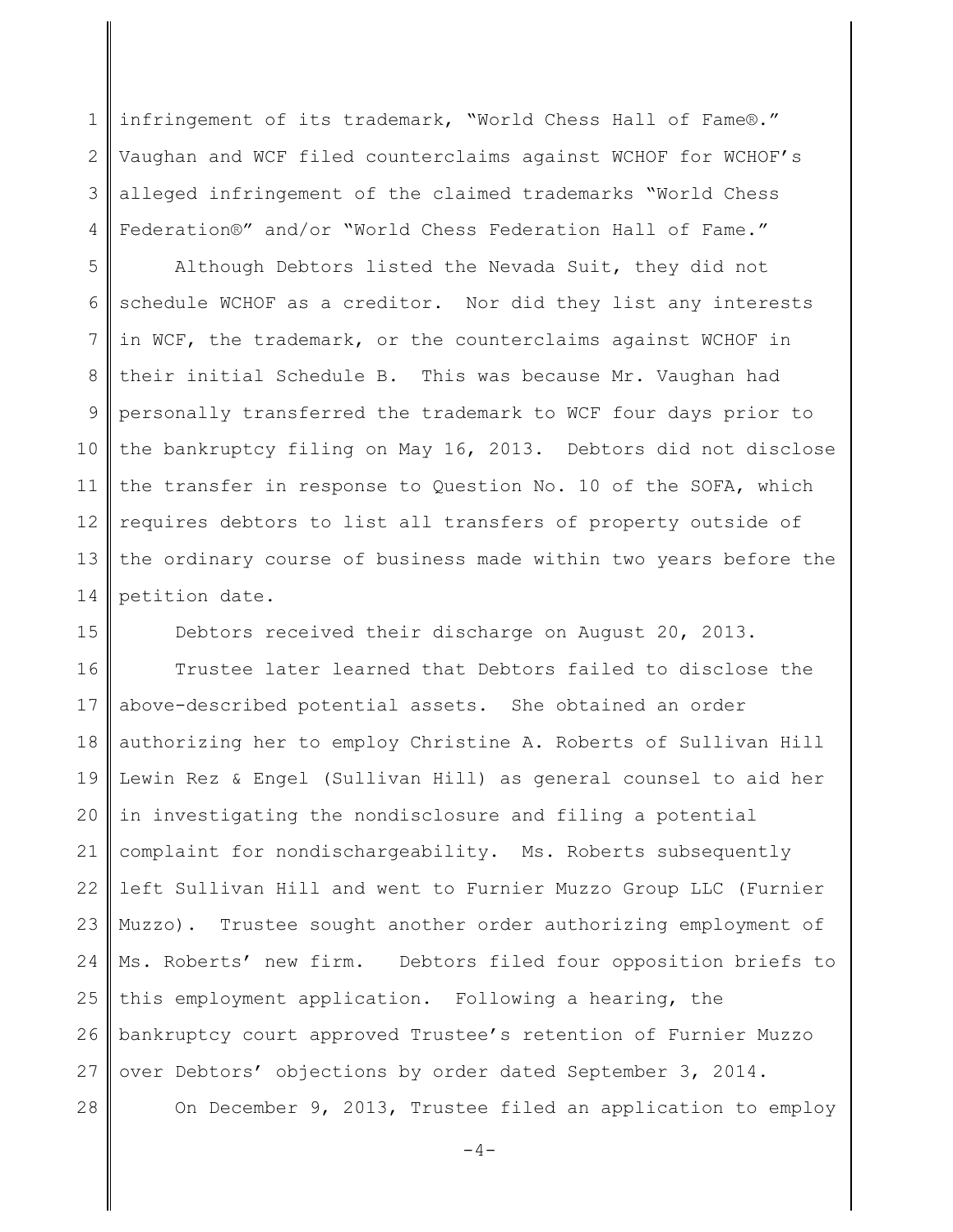infringement of its trademark, "World Chess Hall of Fame®." Vaughan and WCF filed counterclaims against WCHOF for WCHOF's alleged infringement of the claimed trademarks "World Chess Federation®" and/or "World Chess Federation Hall of Fame."

Although Debtors listed the Nevada Suit, they did not schedule WCHOF as a creditor. Nor did they list any interests in WCF, the trademark, or the counterclaims against WCHOF in their initial Schedule B. This was because Mr. Vaughan had personally transferred the trademark to WCF four days prior to the bankruptcy filing on May 16, 2013. Debtors did not disclose the transfer in response to Question No. 10 of the SOFA, which requires debtors to list all transfers of property outside of the ordinary course of business made within two years before the petition date.

Debtors received their discharge on August 20, 2013.

Trustee later learned that Debtors failed to disclose the above-described potential assets. She obtained an order authorizing her to employ Christine A. Roberts of Sullivan Hill Lewin Rez & Engel (Sullivan Hill) as general counsel to aid her in investigating the nondisclosure and filing a potential complaint for nondischargeability. Ms. Roberts subsequently left Sullivan Hill and went to Furnier Muzzo Group LLC (Furnier Muzzo). Trustee sought another order authorizing employment of Ms. Roberts' new firm. Debtors filed four opposition briefs to this employment application. Following a hearing, the bankruptcy court approved Trustee's retention of Furnier Muzzo over Debtors' objections by order dated September 3, 2014.

On December 9, 2013, Trustee filed an application to employ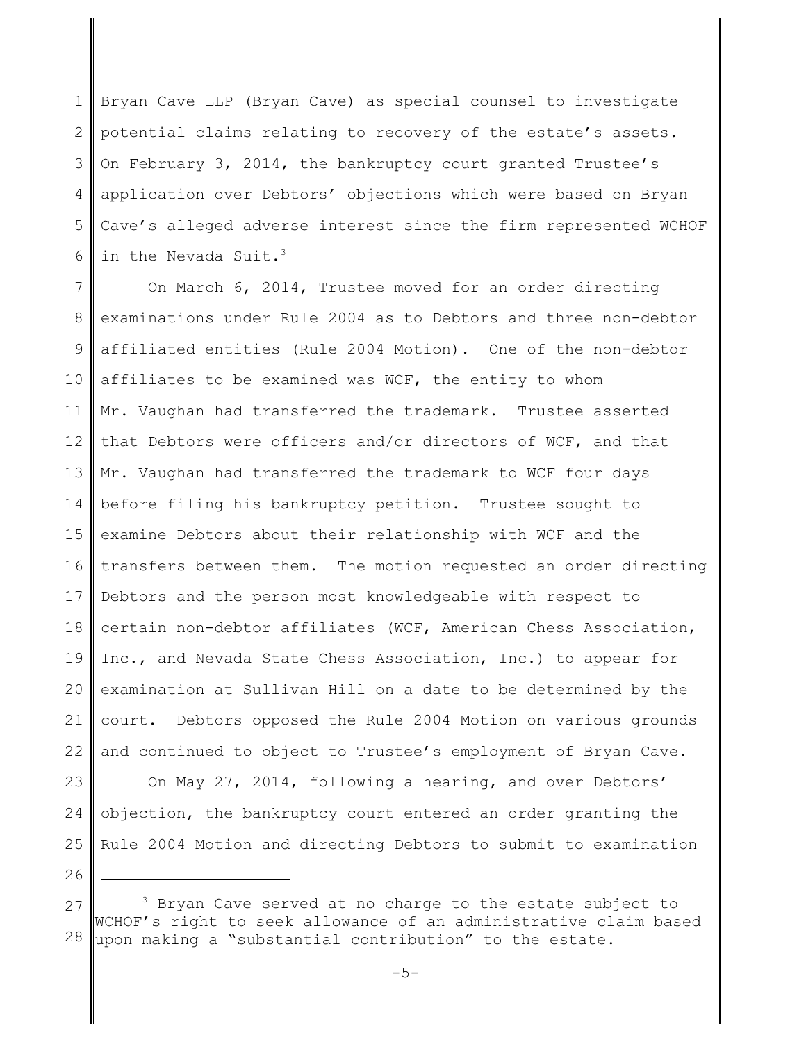Bryan Cave LLP (Bryan Cave) as special counsel to investigate potential claims relating to recovery of the estate's assets. On February 3, 2014, the bankruptcy court granted Trustee's application over Debtors' objections which were based on Bryan Cave's alleged adverse interest since the firm represented WCHOF in the Nevada Suit.[3]

On March 6, 2014, Trustee moved for an order directing examinations under Rule 2004 as to Debtors and three non-debtor affiliated entities (Rule 2004 Motion). One of the non-debtor affiliates to be examined was WCF, the entity to whom Mr. Vaughan had transferred the trademark. Trustee asserted that Debtors were officers and/or directors of WCF, and that Mr. Vaughan had transferred the trademark to WCF four days before filing his bankruptcy petition. Trustee sought to examine Debtors about their relationship with WCF and the transfers between them. The motion requested an order directing Debtors and the person most knowledgeable with respect to certain non-debtor affiliates (WCF, American Chess Association, Inc., and Nevada State Chess Association, Inc.) to appear for examination at Sullivan Hill on a date to be determined by the court. Debtors opposed the Rule 2004 Motion on various grounds and continued to object to Trustee's employment of Bryan Cave.

On May 27, 2014, following a hearing, and over Debtors' objection, the bankruptcy court entered an order granting the Rule 2004 Motion and directing Debtors to submit to examination

---

[3] Bryan Cave served at no charge to the estate subject to WCHOF's right to seek allowance of an administrative claim based upon making a "substantial contribution" to the estate.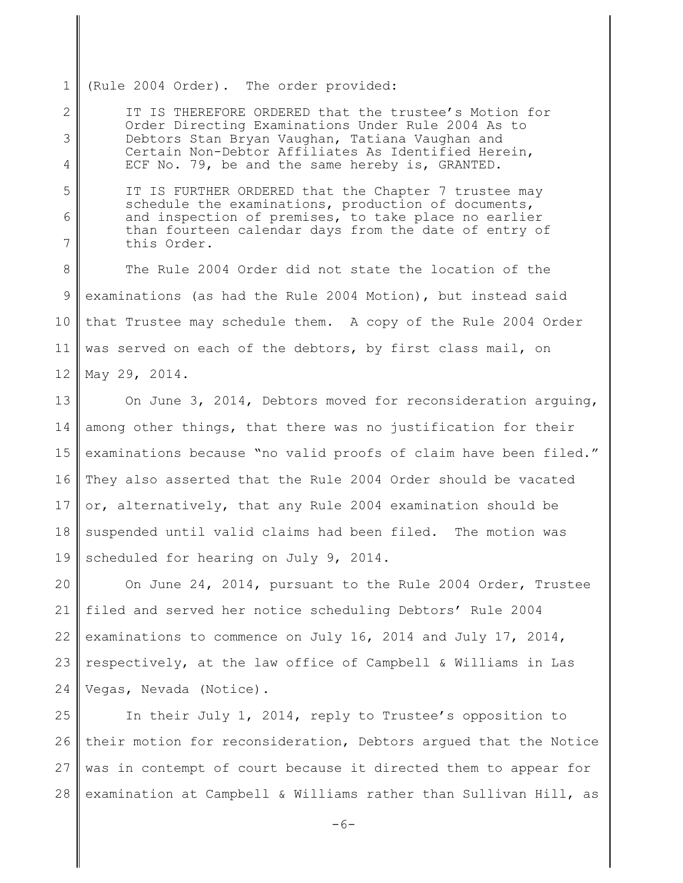(Rule 2004 Order). The order provided:

> IT IS THEREFORE ORDERED that the trustee's Motion for Order Directing Examinations Under Rule 2004 As to Debtors Stan Bryan Vaughan, Tatiana Vaughan and Certain Non-Debtor Affiliates As Identified Herein, ECF No. 79, be and the same hereby is, GRANTED.
>
> IT IS FURTHER ORDERED that the Chapter 7 trustee may schedule the examinations, production of documents, and inspection of premises, to take place no earlier than fourteen calendar days from the date of entry of this Order.

The Rule 2004 Order did not state the location of the examinations (as had the Rule 2004 Motion), but instead said that Trustee may schedule them. A copy of the Rule 2004 Order was served on each of the debtors, by first class mail, on May 29, 2014.

On June 3, 2014, Debtors moved for reconsideration arguing, among other things, that there was no justification for their examinations because "no valid proofs of claim have been filed." They also asserted that the Rule 2004 Order should be vacated or, alternatively, that any Rule 2004 examination should be suspended until valid claims had been filed. The motion was scheduled for hearing on July 9, 2014.

On June 24, 2014, pursuant to the Rule 2004 Order, Trustee filed and served her notice scheduling Debtors' Rule 2004 examinations to commence on July 16, 2014 and July 17, 2014, respectively, at the law office of Campbell & Williams in Las Vegas, Nevada (Notice).

In their July 1, 2014, reply to Trustee's opposition to their motion for reconsideration, Debtors argued that the Notice was in contempt of court because it directed them to appear for examination at Campbell & Williams rather than Sullivan Hill, as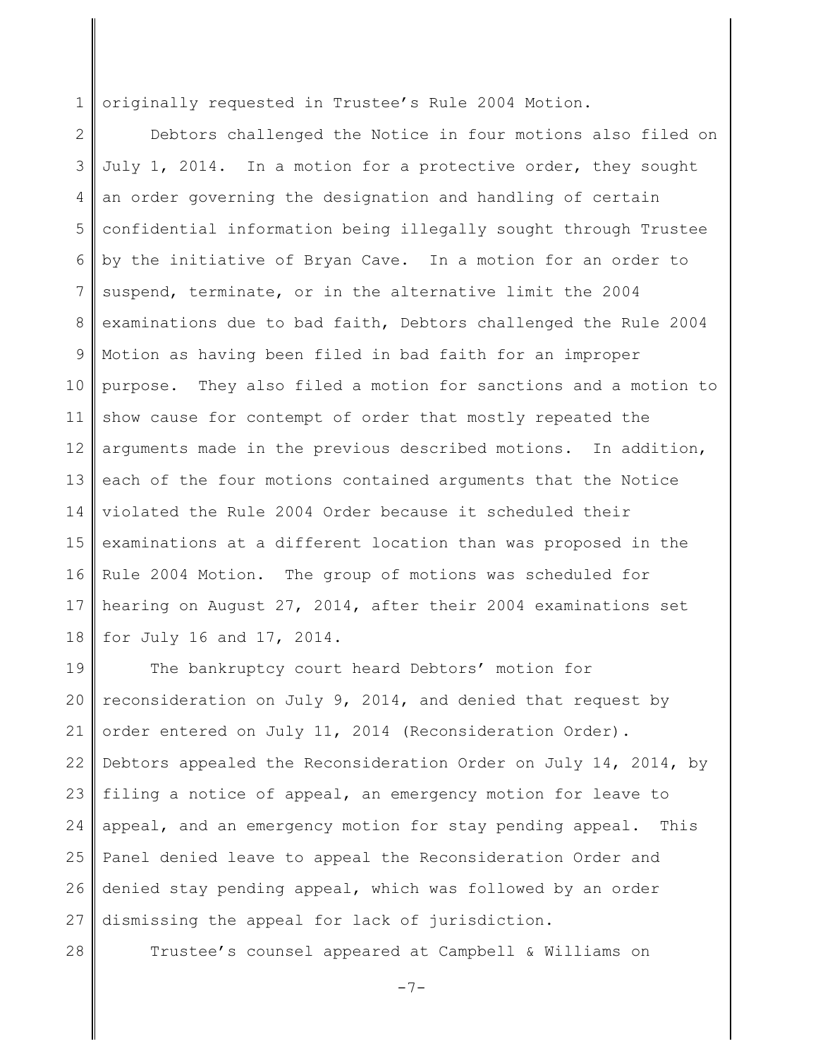originally requested in Trustee's Rule 2004 Motion.

Debtors challenged the Notice in four motions also filed on July 1, 2014. In a motion for a protective order, they sought an order governing the designation and handling of certain confidential information being illegally sought through Trustee by the initiative of Bryan Cave. In a motion for an order to suspend, terminate, or in the alternative limit the 2004 examinations due to bad faith, Debtors challenged the Rule 2004 Motion as having been filed in bad faith for an improper purpose. They also filed a motion for sanctions and a motion to show cause for contempt of order that mostly repeated the arguments made in the previous described motions. In addition, each of the four motions contained arguments that the Notice violated the Rule 2004 Order because it scheduled their examinations at a different location than was proposed in the Rule 2004 Motion. The group of motions was scheduled for hearing on August 27, 2014, after their 2004 examinations set for July 16 and 17, 2014.

The bankruptcy court heard Debtors' motion for reconsideration on July 9, 2014, and denied that request by order entered on July 11, 2014 (Reconsideration Order). Debtors appealed the Reconsideration Order on July 14, 2014, by filing a notice of appeal, an emergency motion for leave to appeal, and an emergency motion for stay pending appeal. This Panel denied leave to appeal the Reconsideration Order and denied stay pending appeal, which was followed by an order dismissing the appeal for lack of jurisdiction.

Trustee's counsel appeared at Campbell & Williams on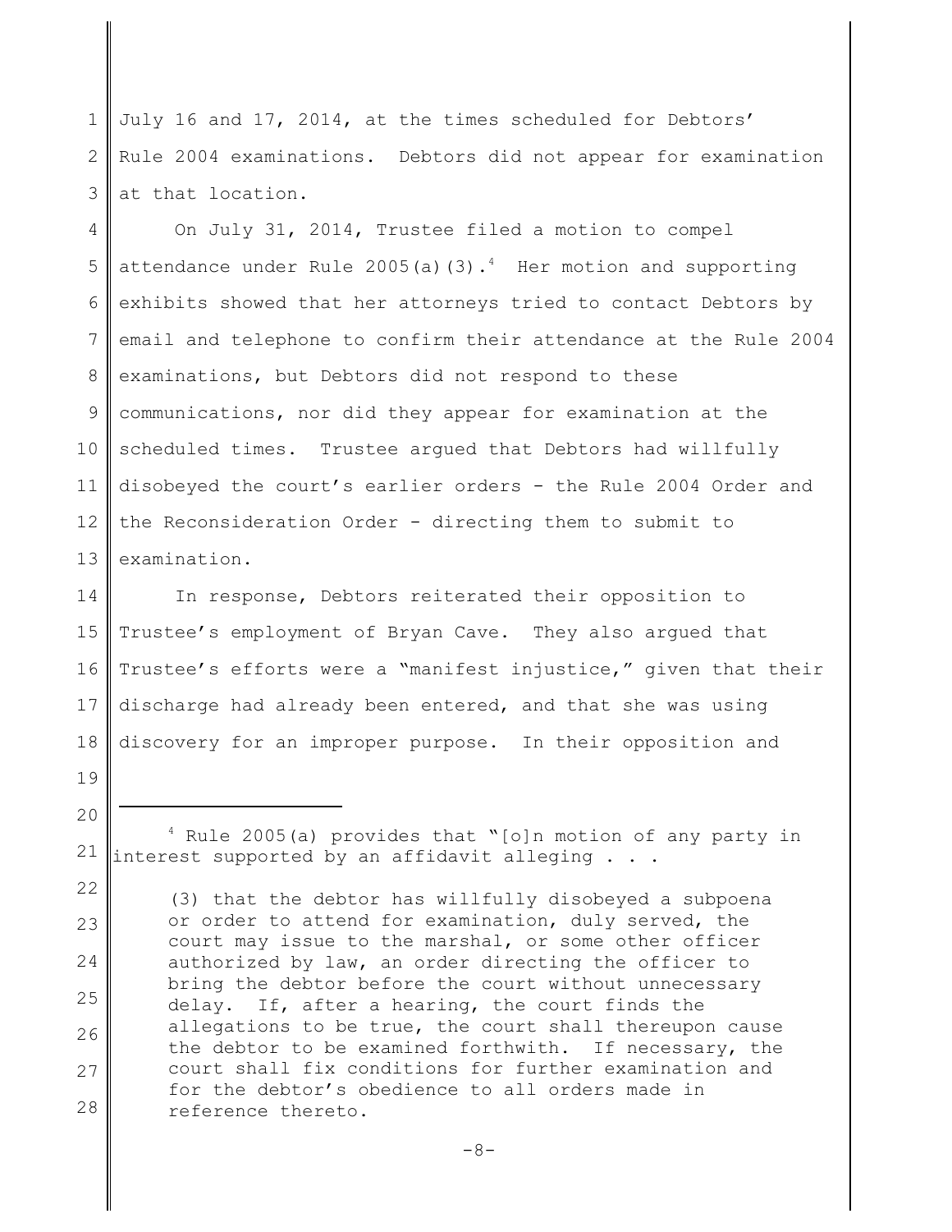July 16 and 17, 2014, at the times scheduled for Debtors' Rule 2004 examinations. Debtors did not appear for examination at that location.

On July 31, 2014, Trustee filed a motion to compel attendance under Rule 2005(a)(3).[4] Her motion and supporting exhibits showed that her attorneys tried to contact Debtors by email and telephone to confirm their attendance at the Rule 2004 examinations, but Debtors did not respond to these communications, nor did they appear for examination at the scheduled times. Trustee argued that Debtors had willfully disobeyed the court's earlier orders - the Rule 2004 Order and the Reconsideration Order - directing them to submit to examination.

In response, Debtors reiterated their opposition to Trustee's employment of Bryan Cave. They also argued that Trustee's efforts were a "manifest injustice," given that their discharge had already been entered, and that she was using discovery for an improper purpose. In their opposition and

---

[4] Rule 2005(a) provides that "[o]n motion of any party in interest supported by an affidavit alleging . . .

> (3) that the debtor has willfully disobeyed a subpoena or order to attend for examination, duly served, the court may issue to the marshal, or some other officer authorized by law, an order directing the officer to bring the debtor before the court without unnecessary delay. If, after a hearing, the court finds the allegations to be true, the court shall thereupon cause the debtor to be examined forthwith. If necessary, the court shall fix conditions for further examination and for the debtor's obedience to all orders made in reference thereto.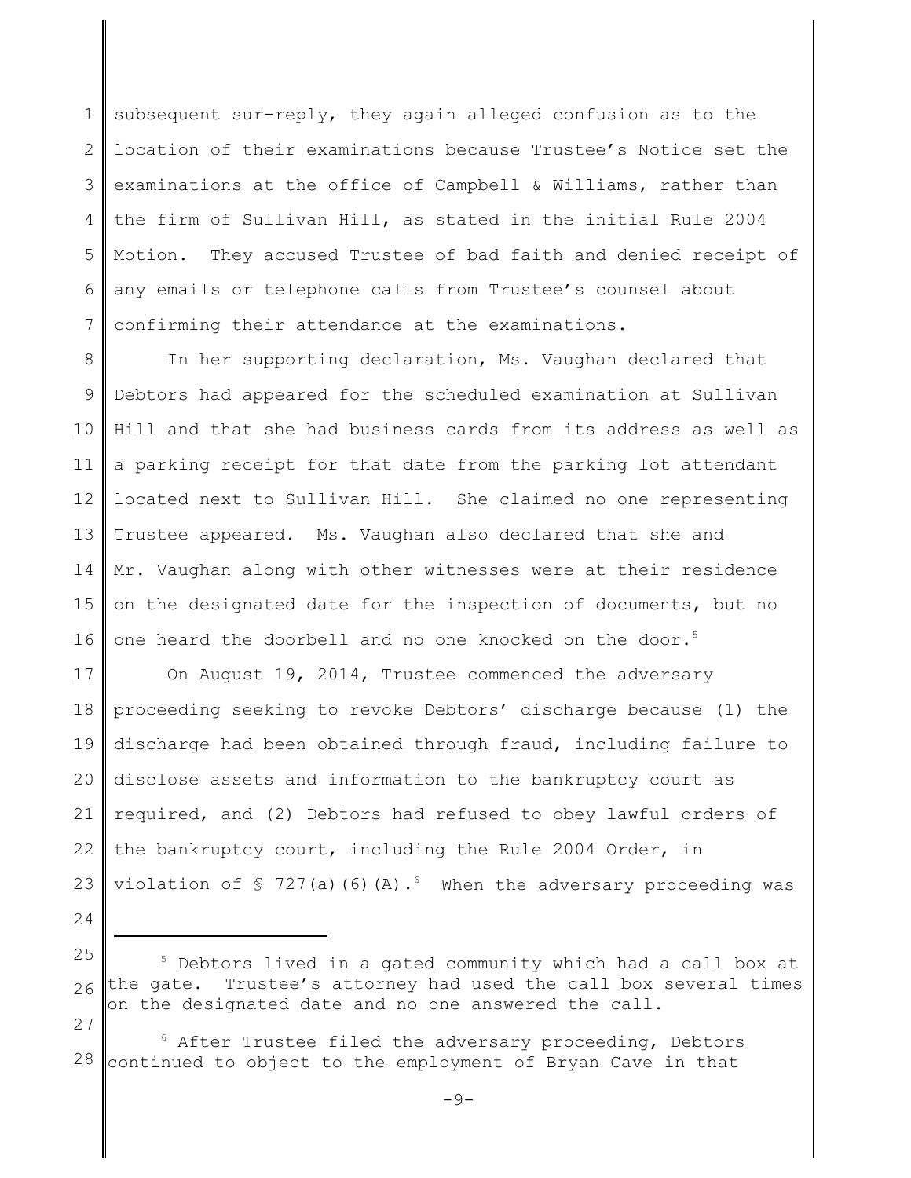subsequent sur-reply, they again alleged confusion as to the location of their examinations because Trustee's Notice set the examinations at the office of Campbell & Williams, rather than the firm of Sullivan Hill, as stated in the initial Rule 2004 Motion. They accused Trustee of bad faith and denied receipt of any emails or telephone calls from Trustee's counsel about confirming their attendance at the examinations.

In her supporting declaration, Ms. Vaughan declared that Debtors had appeared for the scheduled examination at Sullivan Hill and that she had business cards from its address as well as a parking receipt for that date from the parking lot attendant located next to Sullivan Hill. She claimed no one representing Trustee appeared. Ms. Vaughan also declared that she and Mr. Vaughan along with other witnesses were at their residence on the designated date for the inspection of documents, but no one heard the doorbell and no one knocked on the door.[5]

On August 19, 2014, Trustee commenced the adversary proceeding seeking to revoke Debtors' discharge because (1) the discharge had been obtained through fraud, including failure to disclose assets and information to the bankruptcy court as required, and (2) Debtors had refused to obey lawful orders of the bankruptcy court, including the Rule 2004 Order, in violation of § 727(a)(6)(A).[6] When the adversary proceeding was

---

[5] Debtors lived in a gated community which had a call box at the gate. Trustee's attorney had used the call box several times on the designated date and no one answered the call.

[6] After Trustee filed the adversary proceeding, Debtors continued to object to the employment of Bryan Cave in that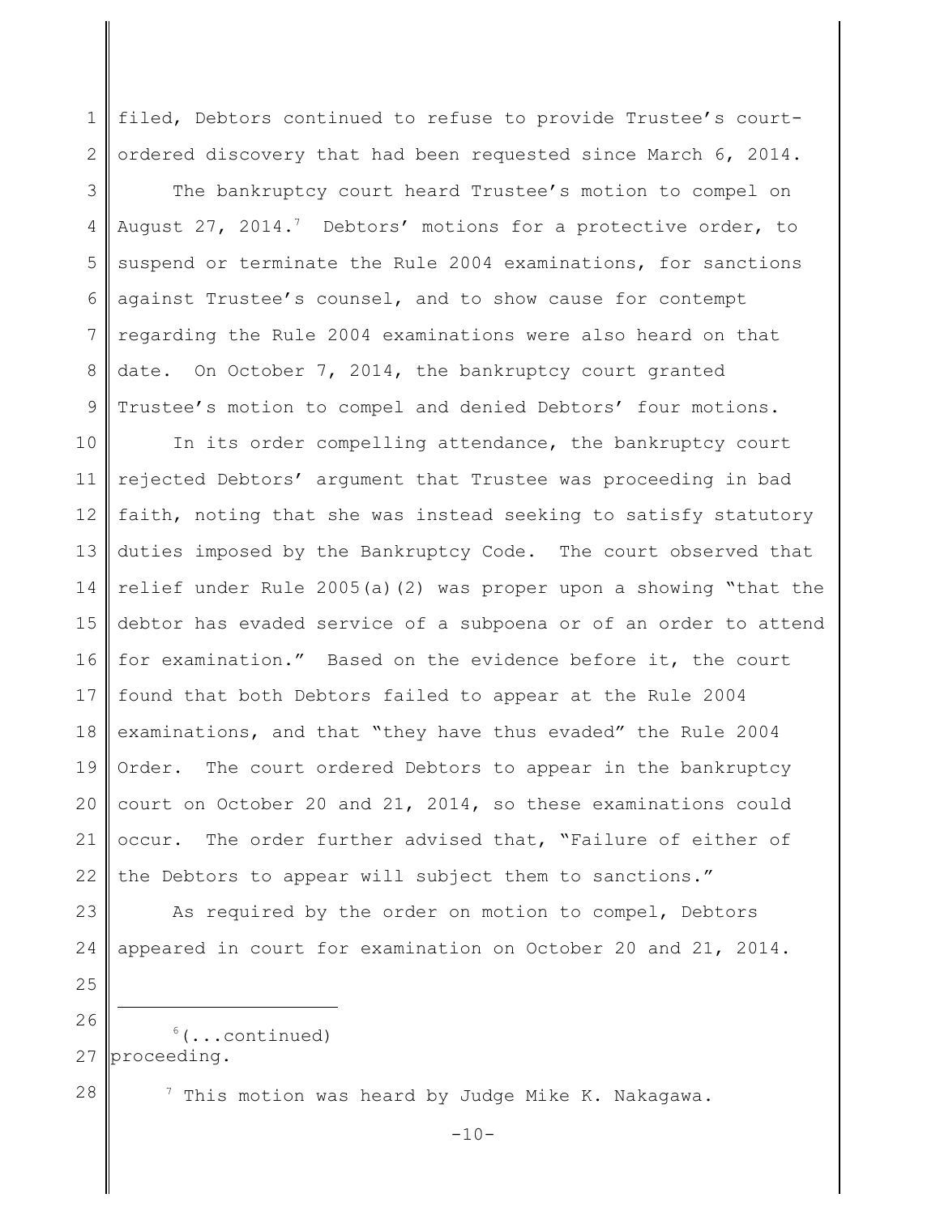filed, Debtors continued to refuse to provide Trustee's court-ordered discovery that had been requested since March 6, 2014.

The bankruptcy court heard Trustee's motion to compel on August 27, 2014.[7] Debtors' motions for a protective order, to suspend or terminate the Rule 2004 examinations, for sanctions against Trustee's counsel, and to show cause for contempt regarding the Rule 2004 examinations were also heard on that date. On October 7, 2014, the bankruptcy court granted Trustee's motion to compel and denied Debtors' four motions.

In its order compelling attendance, the bankruptcy court rejected Debtors' argument that Trustee was proceeding in bad faith, noting that she was instead seeking to satisfy statutory duties imposed by the Bankruptcy Code. The court observed that relief under Rule 2005(a)(2) was proper upon a showing "that the debtor has evaded service of a subpoena or of an order to attend for examination." Based on the evidence before it, the court found that both Debtors failed to appear at the Rule 2004 examinations, and that "they have thus evaded" the Rule 2004 Order. The court ordered Debtors to appear in the bankruptcy court on October 20 and 21, 2014, so these examinations could occur. The order further advised that, "Failure of either of the Debtors to appear will subject them to sanctions."

As required by the order on motion to compel, Debtors appeared in court for examination on October 20 and 21, 2014.

---

[6](...continued) proceeding.

[7] This motion was heard by Judge Mike K. Nakagawa.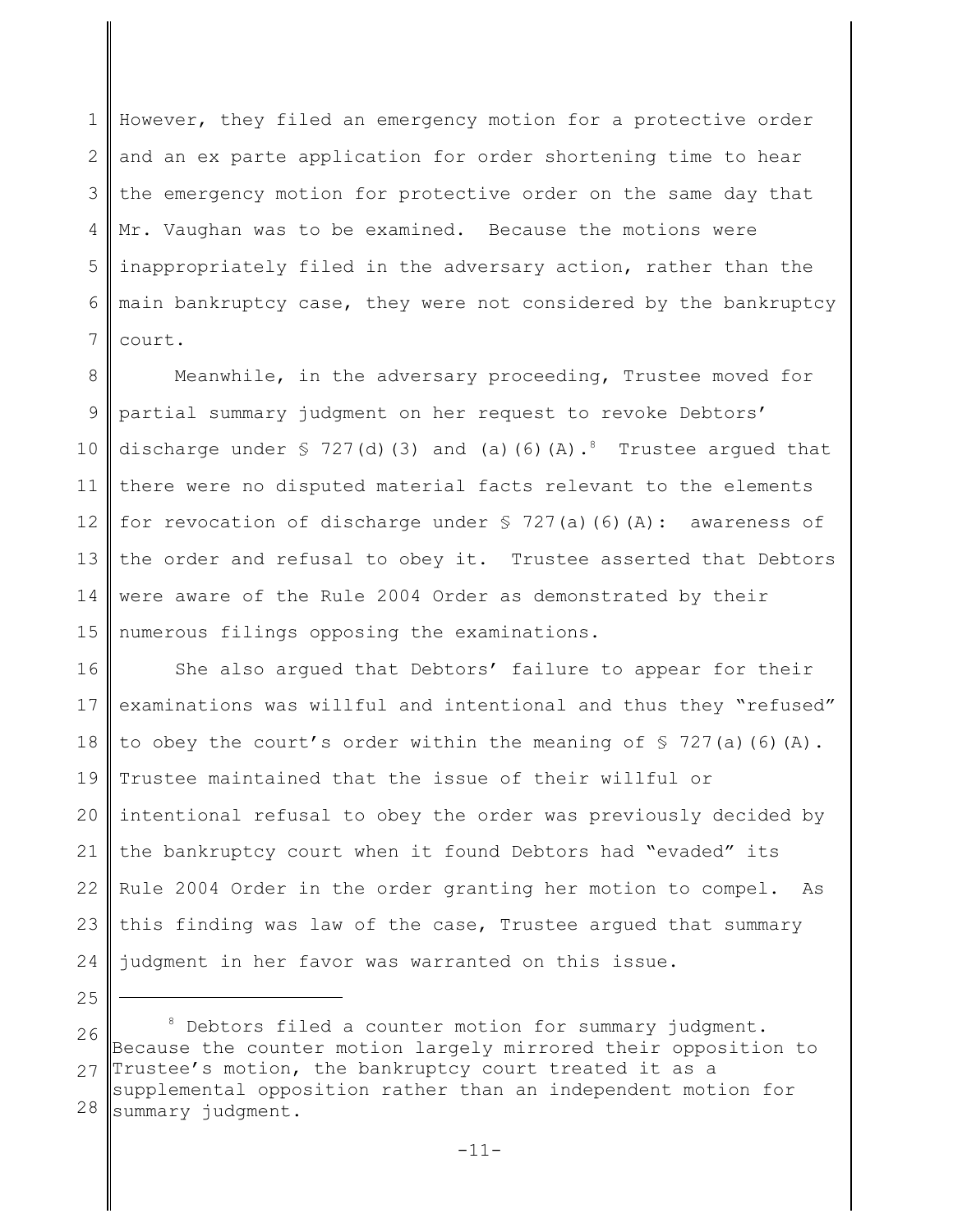However, they filed an emergency motion for a protective order and an ex parte application for order shortening time to hear the emergency motion for protective order on the same day that Mr. Vaughan was to be examined. Because the motions were inappropriately filed in the adversary action, rather than the main bankruptcy case, they were not considered by the bankruptcy court.

Meanwhile, in the adversary proceeding, Trustee moved for partial summary judgment on her request to revoke Debtors' discharge under § 727(d)(3) and (a)(6)(A).[8] Trustee argued that there were no disputed material facts relevant to the elements for revocation of discharge under § 727(a)(6)(A): awareness of the order and refusal to obey it. Trustee asserted that Debtors were aware of the Rule 2004 Order as demonstrated by their numerous filings opposing the examinations.

She also argued that Debtors' failure to appear for their examinations was willful and intentional and thus they "refused" to obey the court's order within the meaning of § 727(a)(6)(A). Trustee maintained that the issue of their willful or intentional refusal to obey the order was previously decided by the bankruptcy court when it found Debtors had "evaded" its Rule 2004 Order in the order granting her motion to compel. As this finding was law of the case, Trustee argued that summary judgment in her favor was warranted on this issue.

---

[8] Debtors filed a counter motion for summary judgment. Because the counter motion largely mirrored their opposition to Trustee's motion, the bankruptcy court treated it as a supplemental opposition rather than an independent motion for summary judgment.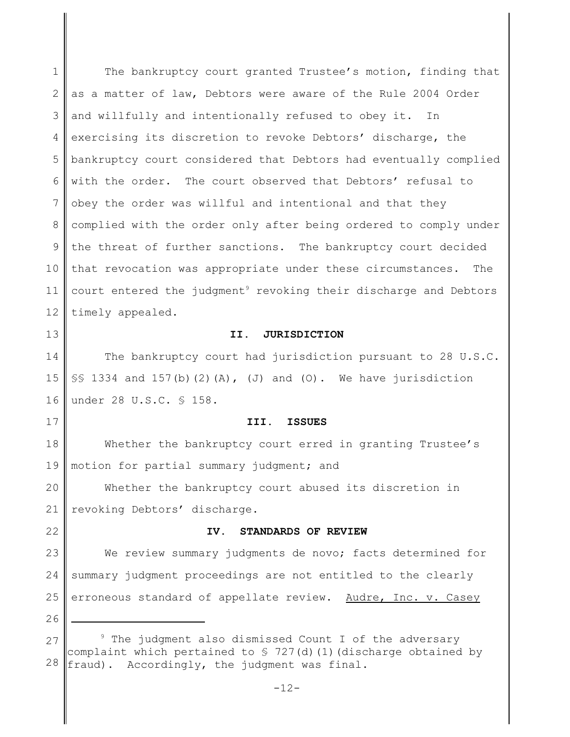The bankruptcy court granted Trustee's motion, finding that as a matter of law, Debtors were aware of the Rule 2004 Order and willfully and intentionally refused to obey it. In exercising its discretion to revoke Debtors' discharge, the bankruptcy court considered that Debtors had eventually complied with the order. The court observed that Debtors' refusal to obey the order was willful and intentional and that they complied with the order only after being ordered to comply under the threat of further sanctions. The bankruptcy court decided that revocation was appropriate under these circumstances. The court entered the judgment[9] revoking their discharge and Debtors timely appealed.

## II. JURISDICTION

The bankruptcy court had jurisdiction pursuant to 28 U.S.C. §§ 1334 and 157(b)(2)(A), (J) and (O). We have jurisdiction under 28 U.S.C. § 158.

## III. ISSUES

Whether the bankruptcy court erred in granting Trustee's motion for partial summary judgment; and

Whether the bankruptcy court abused its discretion in revoking Debtors' discharge.

## IV. STANDARDS OF REVIEW

We review summary judgments de novo; facts determined for summary judgment proceedings are not entitled to the clearly erroneous standard of appellate review. Audre, Inc. v. Casey

---

[9] The judgment also dismissed Count I of the adversary complaint which pertained to § 727(d)(1)(discharge obtained by fraud). Accordingly, the judgment was final.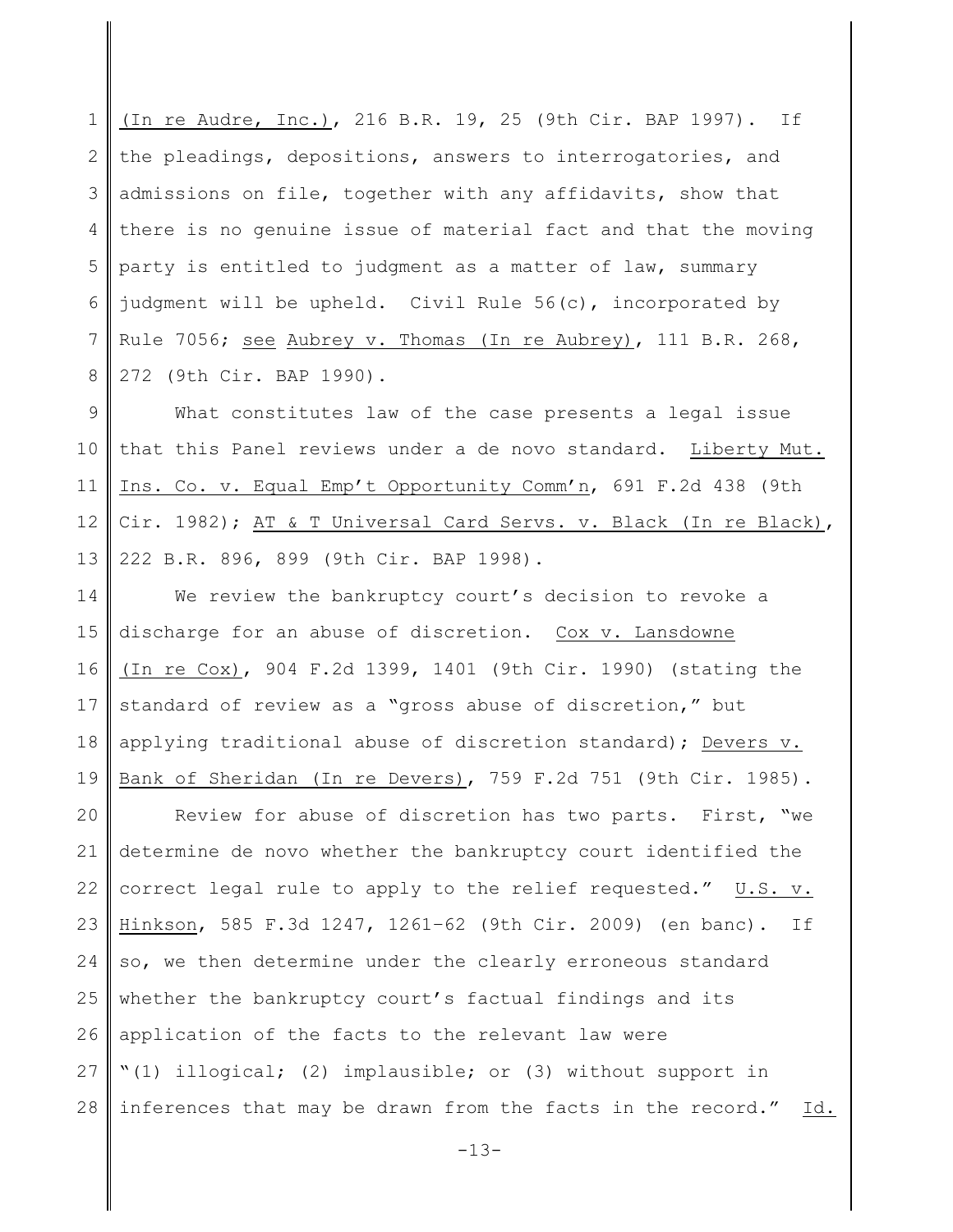(In re Audre, Inc.), 216 B.R. 19, 25 (9th Cir. BAP 1997). If the pleadings, depositions, answers to interrogatories, and admissions on file, together with any affidavits, show that there is no genuine issue of material fact and that the moving party is entitled to judgment as a matter of law, summary judgment will be upheld. Civil Rule 56(c), incorporated by Rule 7056; see Aubrey v. Thomas (In re Aubrey), 111 B.R. 268, 272 (9th Cir. BAP 1990).

What constitutes law of the case presents a legal issue that this Panel reviews under a de novo standard. Liberty Mut. Ins. Co. v. Equal Emp't Opportunity Comm'n, 691 F.2d 438 (9th Cir. 1982); AT & T Universal Card Servs. v. Black (In re Black), 222 B.R. 896, 899 (9th Cir. BAP 1998).

We review the bankruptcy court's decision to revoke a discharge for an abuse of discretion. Cox v. Lansdowne (In re Cox), 904 F.2d 1399, 1401 (9th Cir. 1990) (stating the standard of review as a "gross abuse of discretion," but applying traditional abuse of discretion standard); Devers v. Bank of Sheridan (In re Devers), 759 F.2d 751 (9th Cir. 1985).

Review for abuse of discretion has two parts. First, "we determine de novo whether the bankruptcy court identified the correct legal rule to apply to the relief requested." U.S. v. Hinkson, 585 F.3d 1247, 1261–62 (9th Cir. 2009) (en banc). If so, we then determine under the clearly erroneous standard whether the bankruptcy court's factual findings and its application of the facts to the relevant law were "(1) illogical; (2) implausible; or (3) without support in inferences that may be drawn from the facts in the record." Id.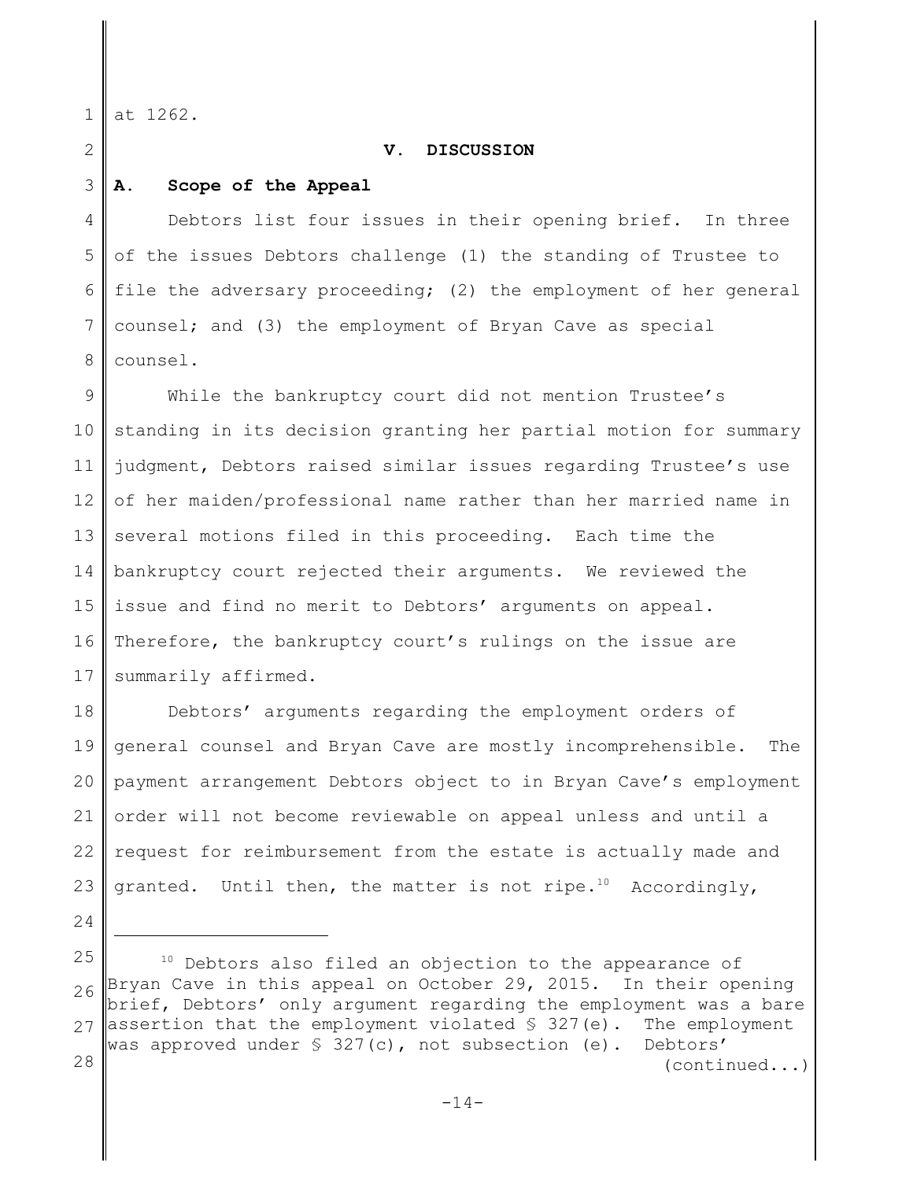at 1262.

## V. DISCUSSION

### A. Scope of the Appeal

Debtors list four issues in their opening brief. In three of the issues Debtors challenge (1) the standing of Trustee to file the adversary proceeding; (2) the employment of her general counsel; and (3) the employment of Bryan Cave as special counsel.

While the bankruptcy court did not mention Trustee's standing in its decision granting her partial motion for summary judgment, Debtors raised similar issues regarding Trustee's use of her maiden/professional name rather than her married name in several motions filed in this proceeding. Each time the bankruptcy court rejected their arguments. We reviewed the issue and find no merit to Debtors' arguments on appeal. Therefore, the bankruptcy court's rulings on the issue are summarily affirmed.

Debtors' arguments regarding the employment orders of general counsel and Bryan Cave are mostly incomprehensible. The payment arrangement Debtors object to in Bryan Cave's employment order will not become reviewable on appeal unless and until a request for reimbursement from the estate is actually made and granted. Until then, the matter is not ripe.[10] Accordingly,

---

[10] Debtors also filed an objection to the appearance of Bryan Cave in this appeal on October 29, 2015. In their opening brief, Debtors' only argument regarding the employment was a bare assertion that the employment violated § 327(e). The employment was approved under § 327(c), not subsection (e). Debtors' (continued...)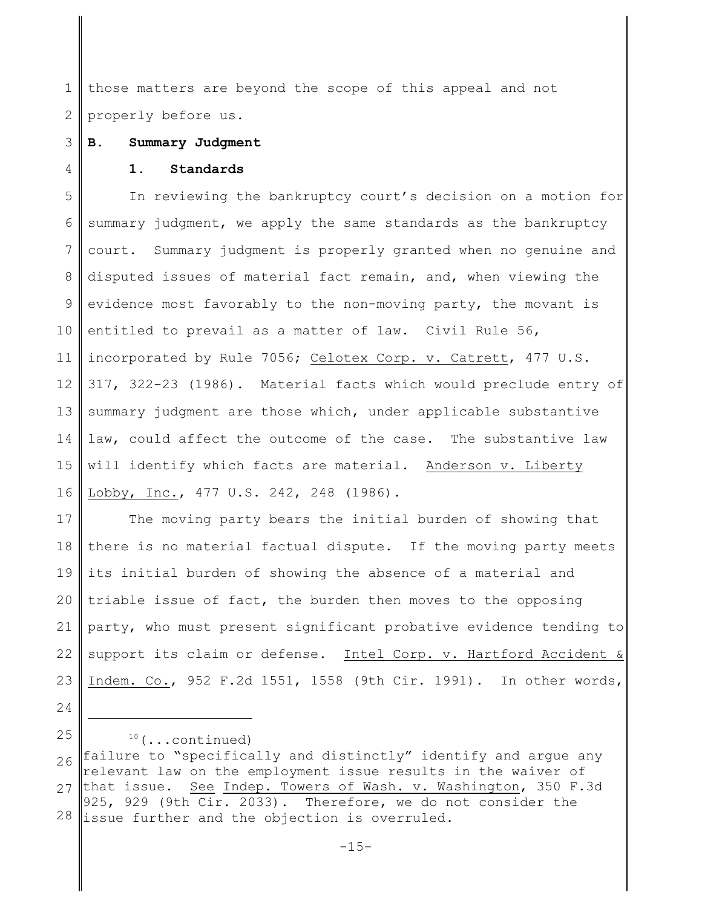those matters are beyond the scope of this appeal and not properly before us.

**B. Summary Judgment**

**1. Standards**

In reviewing the bankruptcy court's decision on a motion for summary judgment, we apply the same standards as the bankruptcy court. Summary judgment is properly granted when no genuine and disputed issues of material fact remain, and, when viewing the evidence most favorably to the non-moving party, the movant is entitled to prevail as a matter of law. Civil Rule 56, incorporated by Rule 7056; Celotex Corp. v. Catrett, 477 U.S. 317, 322-23 (1986). Material facts which would preclude entry of summary judgment are those which, under applicable substantive law, could affect the outcome of the case. The substantive law will identify which facts are material. Anderson v. Liberty Lobby, Inc., 477 U.S. 242, 248 (1986).

The moving party bears the initial burden of showing that there is no material factual dispute. If the moving party meets its initial burden of showing the absence of a material and triable issue of fact, the burden then moves to the opposing party, who must present significant probative evidence tending to support its claim or defense. Intel Corp. v. Hartford Accident & Indem. Co., 952 F.2d 1551, 1558 (9th Cir. 1991). In other words,

---

[10](...continued)
failure to "specifically and distinctly" identify and argue any relevant law on the employment issue results in the waiver of that issue. See Indep. Towers of Wash. v. Washington, 350 F.3d 925, 929 (9th Cir. 2033). Therefore, we do not consider the issue further and the objection is overruled.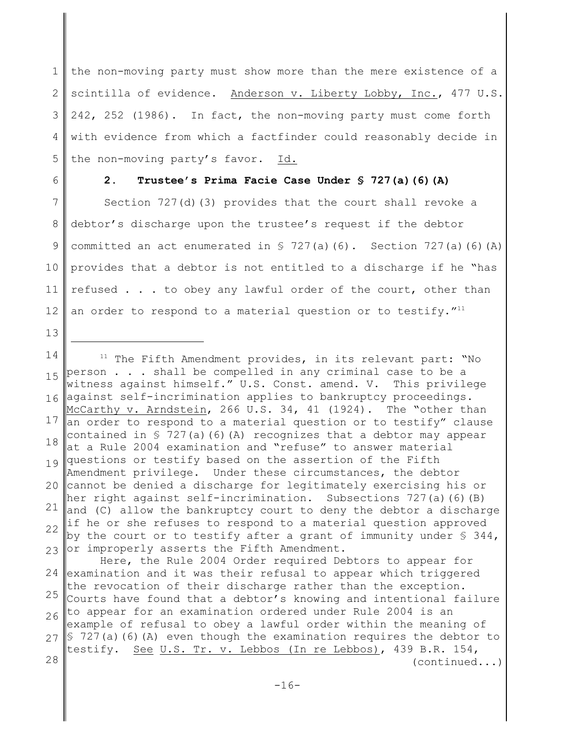the non-moving party must show more than the mere existence of a scintilla of evidence. Anderson v. Liberty Lobby, Inc., 477 U.S. 242, 252 (1986). In fact, the non-moving party must come forth with evidence from which a factfinder could reasonably decide in the non-moving party's favor. Id.

### 2. Trustee's Prima Facie Case Under § 727(a)(6)(A)

Section 727(d)(3) provides that the court shall revoke a debtor's discharge upon the trustee's request if the debtor committed an act enumerated in § 727(a)(6). Section 727(a)(6)(A) provides that a debtor is not entitled to a discharge if he "has refused . . . to obey any lawful order of the court, other than an order to respond to a material question or to testify."[11]

---

[11] The Fifth Amendment provides, in its relevant part: "No person . . . shall be compelled in any criminal case to be a witness against himself." U.S. Const. amend. V. This privilege against self-incrimination applies to bankruptcy proceedings. McCarthy v. Arndstein, 266 U.S. 34, 41 (1924). The "other than an order to respond to a material question or to testify" clause contained in § 727(a)(6)(A) recognizes that a debtor may appear at a Rule 2004 examination and "refuse" to answer material questions or testify based on the assertion of the Fifth Amendment privilege. Under these circumstances, the debtor cannot be denied a discharge for legitimately exercising his or her right against self-incrimination. Subsections 727(a)(6)(B) and (C) allow the bankruptcy court to deny the debtor a discharge if he or she refuses to respond to a material question approved by the court or to testify after a grant of immunity under § 344, or improperly asserts the Fifth Amendment.

Here, the Rule 2004 Order required Debtors to appear for examination and it was their refusal to appear which triggered the revocation of their discharge rather than the exception. Courts have found that a debtor's knowing and intentional failure to appear for an examination ordered under Rule 2004 is an example of refusal to obey a lawful order within the meaning of § 727(a)(6)(A) even though the examination requires the debtor to testify. See U.S. Tr. v. Lebbos (In re Lebbos), 439 B.R. 154, (continued...)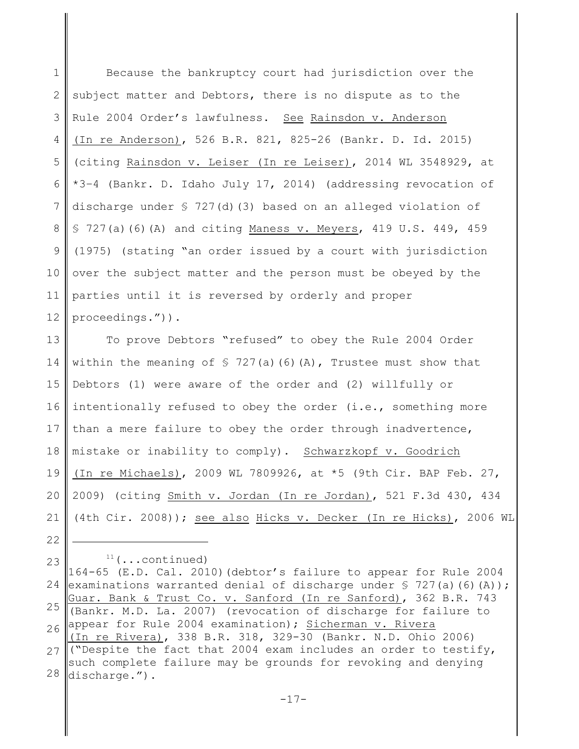Because the bankruptcy court had jurisdiction over the subject matter and Debtors, there is no dispute as to the Rule 2004 Order's lawfulness. See Rainsdon v. Anderson (In re Anderson), 526 B.R. 821, 825-26 (Bankr. D. Id. 2015) (citing Rainsdon v. Leiser (In re Leiser), 2014 WL 3548929, at *3–4 (Bankr. D. Idaho July 17, 2014) (addressing revocation of discharge under § 727(d)(3) based on an alleged violation of § 727(a)(6)(A) and citing Maness v. Meyers, 419 U.S. 449, 459 (1975) (stating "an order issued by a court with jurisdiction over the subject matter and the person must be obeyed by the parties until it is reversed by orderly and proper proceedings.")).

To prove Debtors "refused" to obey the Rule 2004 Order within the meaning of § 727(a)(6)(A), Trustee must show that Debtors (1) were aware of the order and (2) willfully or intentionally refused to obey the order (i.e., something more than a mere failure to obey the order through inadvertence, mistake or inability to comply). Schwarzkopf v. Goodrich (In re Michaels), 2009 WL 7809926, at *5 (9th Cir. BAP Feb. 27, 2009) (citing Smith v. Jordan (In re Jordan), 521 F.3d 430, 434 (4th Cir. 2008)); see also Hicks v. Decker (In re Hicks), 2006 WL

---

[11](...continued)
164-65 (E.D. Cal. 2010)(debtor's failure to appear for Rule 2004 examinations warranted denial of discharge under § 727(a)(6)(A)); Guar. Bank & Trust Co. v. Sanford (In re Sanford), 362 B.R. 743 (Bankr. M.D. La. 2007) (revocation of discharge for failure to appear for Rule 2004 examination); Sicherman v. Rivera (In re Rivera), 338 B.R. 318, 329-30 (Bankr. N.D. Ohio 2006) ("Despite the fact that 2004 exam includes an order to testify, such complete failure may be grounds for revoking and denying discharge.").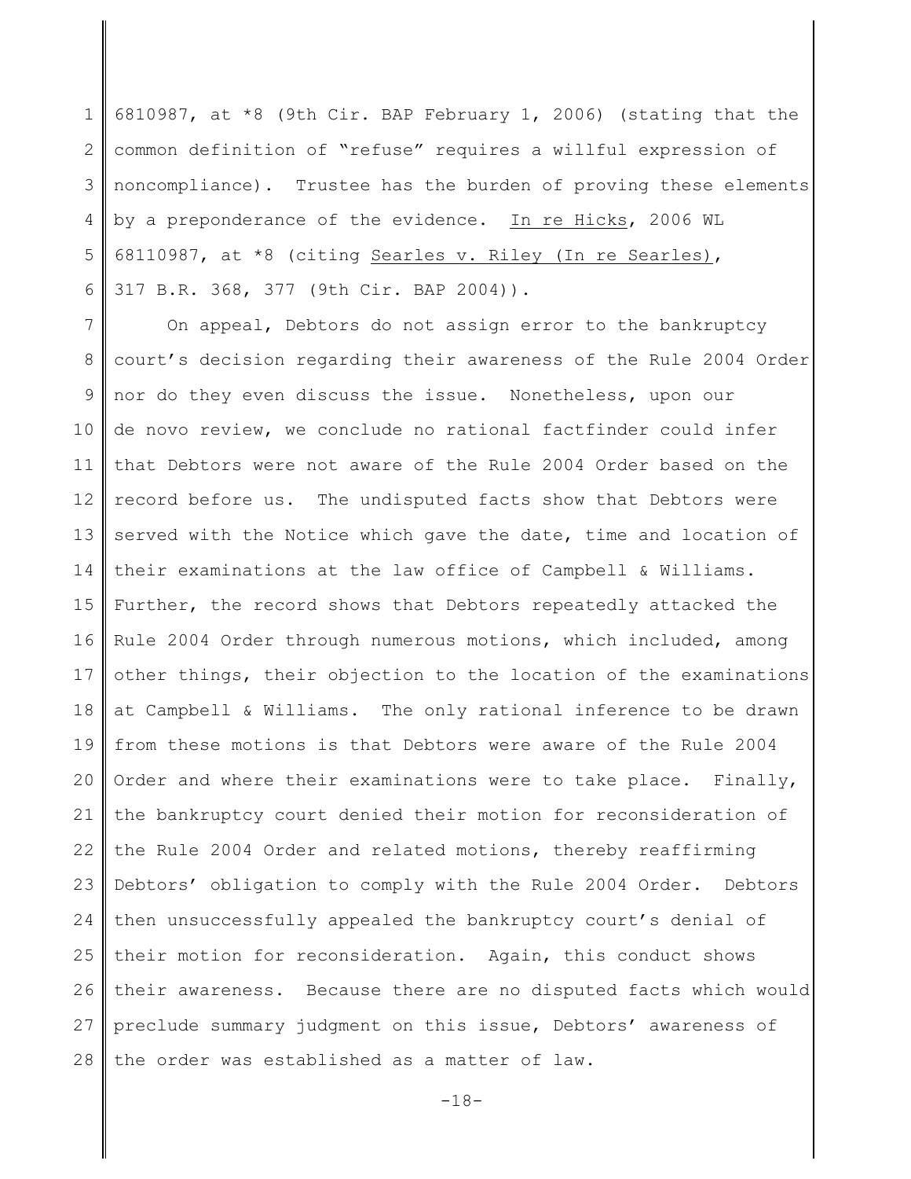6810987, at *8 (9th Cir. BAP February 1, 2006) (stating that the common definition of "refuse" requires a willful expression of noncompliance). Trustee has the burden of proving these elements by a preponderance of the evidence. In re Hicks, 2006 WL 68110987, at *8 (citing Searles v. Riley (In re Searles), 317 B.R. 368, 377 (9th Cir. BAP 2004)).

On appeal, Debtors do not assign error to the bankruptcy court's decision regarding their awareness of the Rule 2004 Order nor do they even discuss the issue. Nonetheless, upon our de novo review, we conclude no rational factfinder could infer that Debtors were not aware of the Rule 2004 Order based on the record before us. The undisputed facts show that Debtors were served with the Notice which gave the date, time and location of their examinations at the law office of Campbell & Williams. Further, the record shows that Debtors repeatedly attacked the Rule 2004 Order through numerous motions, which included, among other things, their objection to the location of the examinations at Campbell & Williams. The only rational inference to be drawn from these motions is that Debtors were aware of the Rule 2004 Order and where their examinations were to take place. Finally, the bankruptcy court denied their motion for reconsideration of the Rule 2004 Order and related motions, thereby reaffirming Debtors' obligation to comply with the Rule 2004 Order. Debtors then unsuccessfully appealed the bankruptcy court's denial of their motion for reconsideration. Again, this conduct shows their awareness. Because there are no disputed facts which would preclude summary judgment on this issue, Debtors' awareness of the order was established as a matter of law.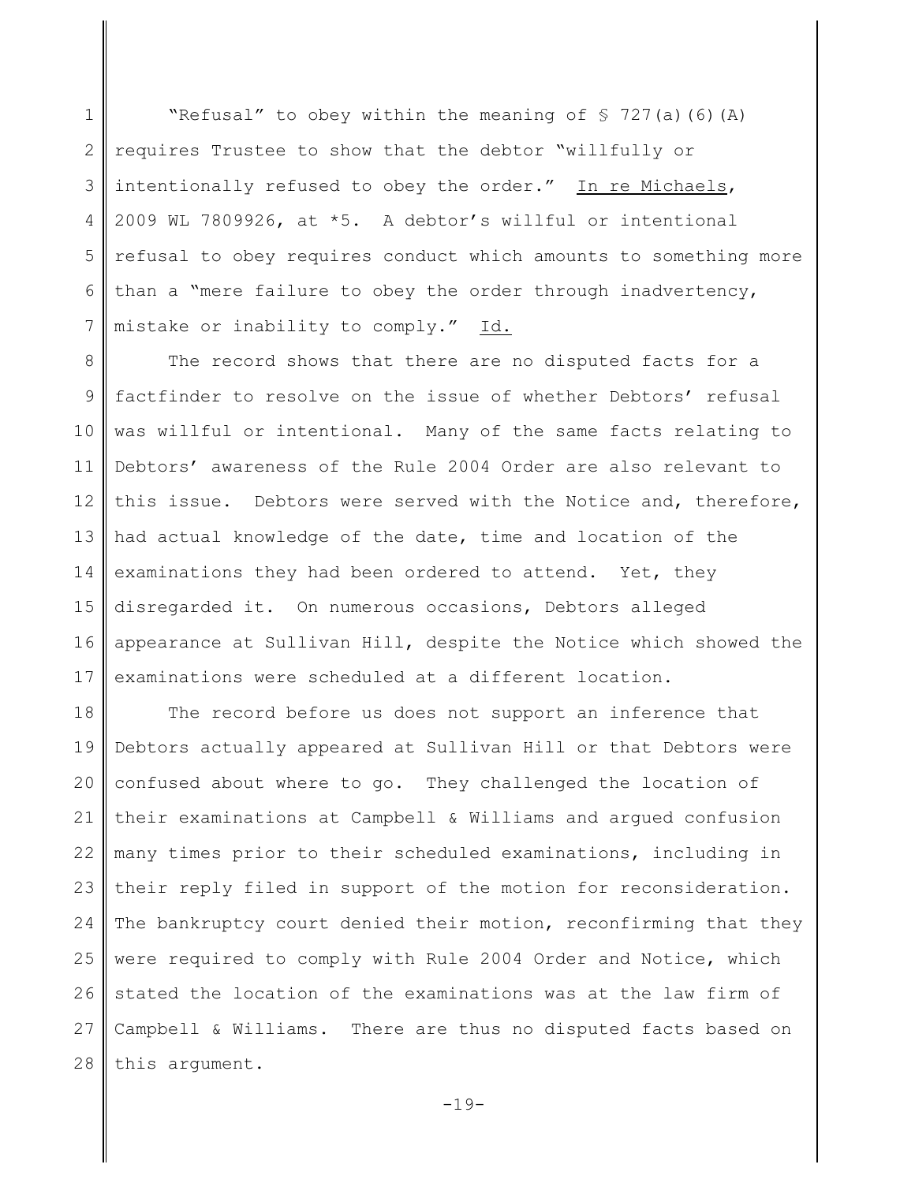"Refusal" to obey within the meaning of § 727(a)(6)(A) requires Trustee to show that the debtor "willfully or intentionally refused to obey the order." In re Michaels, 2009 WL 7809926, at *5. A debtor's willful or intentional refusal to obey requires conduct which amounts to something more than a "mere failure to obey the order through inadvertency, mistake or inability to comply." Id.

The record shows that there are no disputed facts for a factfinder to resolve on the issue of whether Debtors' refusal was willful or intentional. Many of the same facts relating to Debtors' awareness of the Rule 2004 Order are also relevant to this issue. Debtors were served with the Notice and, therefore, had actual knowledge of the date, time and location of the examinations they had been ordered to attend. Yet, they disregarded it. On numerous occasions, Debtors alleged appearance at Sullivan Hill, despite the Notice which showed the examinations were scheduled at a different location.

The record before us does not support an inference that Debtors actually appeared at Sullivan Hill or that Debtors were confused about where to go. They challenged the location of their examinations at Campbell & Williams and argued confusion many times prior to their scheduled examinations, including in their reply filed in support of the motion for reconsideration. The bankruptcy court denied their motion, reconfirming that they were required to comply with Rule 2004 Order and Notice, which stated the location of the examinations was at the law firm of Campbell & Williams. There are thus no disputed facts based on this argument.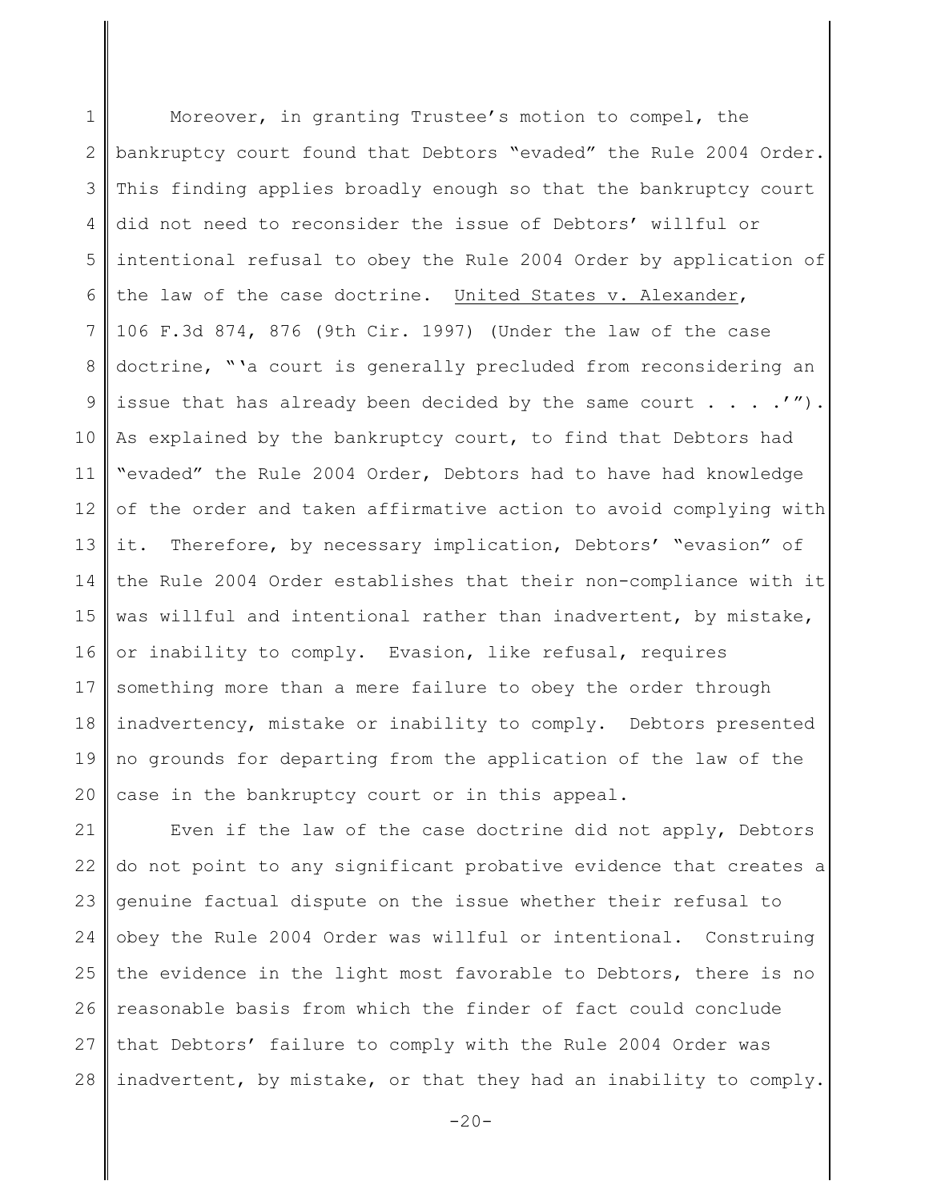Moreover, in granting Trustee's motion to compel, the bankruptcy court found that Debtors "evaded" the Rule 2004 Order. This finding applies broadly enough so that the bankruptcy court did not need to reconsider the issue of Debtors' willful or intentional refusal to obey the Rule 2004 Order by application of the law of the case doctrine. United States v. Alexander, 106 F.3d 874, 876 (9th Cir. 1997) (Under the law of the case doctrine, "'a court is generally precluded from reconsidering an issue that has already been decided by the same court . . . .'"). As explained by the bankruptcy court, to find that Debtors had "evaded" the Rule 2004 Order, Debtors had to have had knowledge of the order and taken affirmative action to avoid complying with it. Therefore, by necessary implication, Debtors' "evasion" of the Rule 2004 Order establishes that their non-compliance with it was willful and intentional rather than inadvertent, by mistake, or inability to comply. Evasion, like refusal, requires something more than a mere failure to obey the order through inadvertency, mistake or inability to comply. Debtors presented no grounds for departing from the application of the law of the case in the bankruptcy court or in this appeal.

Even if the law of the case doctrine did not apply, Debtors do not point to any significant probative evidence that creates a genuine factual dispute on the issue whether their refusal to obey the Rule 2004 Order was willful or intentional. Construing the evidence in the light most favorable to Debtors, there is no reasonable basis from which the finder of fact could conclude that Debtors' failure to comply with the Rule 2004 Order was inadvertent, by mistake, or that they had an inability to comply.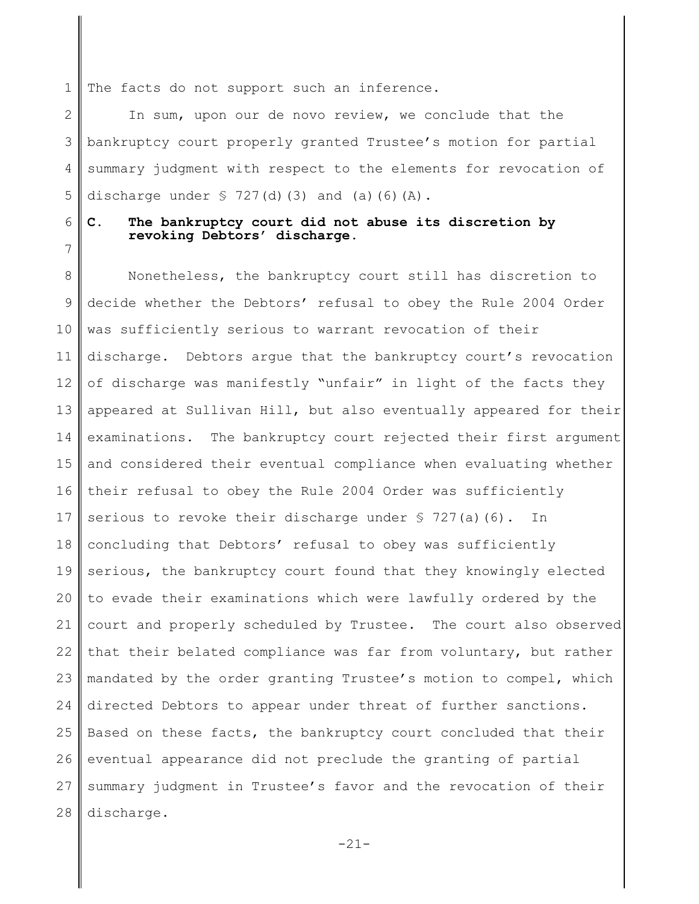The facts do not support such an inference.

In sum, upon our de novo review, we conclude that the bankruptcy court properly granted Trustee's motion for partial summary judgment with respect to the elements for revocation of discharge under § 727(d)(3) and (a)(6)(A).

### C. The bankruptcy court did not abuse its discretion by revoking Debtors' discharge.

Nonetheless, the bankruptcy court still has discretion to decide whether the Debtors' refusal to obey the Rule 2004 Order was sufficiently serious to warrant revocation of their discharge. Debtors argue that the bankruptcy court's revocation of discharge was manifestly "unfair" in light of the facts they appeared at Sullivan Hill, but also eventually appeared for their examinations. The bankruptcy court rejected their first argument and considered their eventual compliance when evaluating whether their refusal to obey the Rule 2004 Order was sufficiently serious to revoke their discharge under § 727(a)(6). In concluding that Debtors' refusal to obey was sufficiently serious, the bankruptcy court found that they knowingly elected to evade their examinations which were lawfully ordered by the court and properly scheduled by Trustee. The court also observed that their belated compliance was far from voluntary, but rather mandated by the order granting Trustee's motion to compel, which directed Debtors to appear under threat of further sanctions. Based on these facts, the bankruptcy court concluded that their eventual appearance did not preclude the granting of partial summary judgment in Trustee's favor and the revocation of their discharge.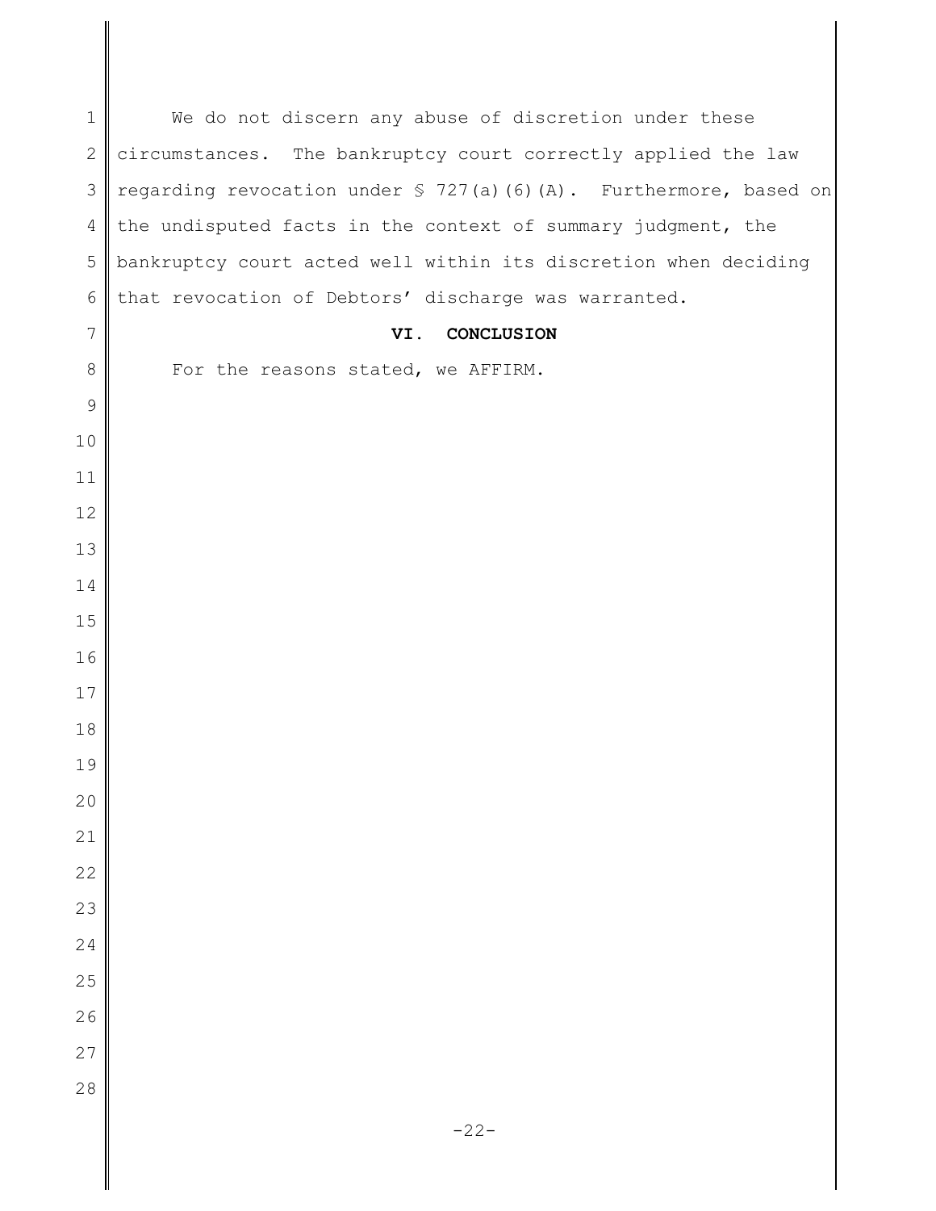We do not discern any abuse of discretion under these circumstances. The bankruptcy court correctly applied the law regarding revocation under § 727(a)(6)(A). Furthermore, based on the undisputed facts in the context of summary judgment, the bankruptcy court acted well within its discretion when deciding that revocation of Debtors' discharge was warranted.

## VI. CONCLUSION

For the reasons stated, we AFFIRM.